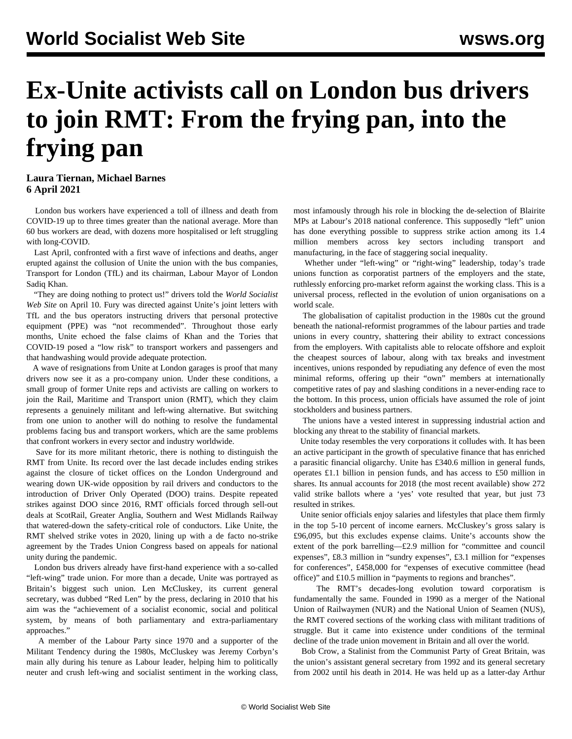# Ex-Unite activists call on London bus drivers to join RMT: From the frying pan, into the frying pan

**Laura Tiernan, Michael Barnes**
**6 April 2021**

London bus workers have experienced a toll of illness and death from COVID-19 up to three times greater than the national average. More than 60 bus workers are dead, with dozens more hospitalised or left struggling with long-COVID.

Last April, confronted with a first wave of infections and deaths, anger erupted against the collusion of Unite the union with the bus companies, Transport for London (TfL) and its chairman, Labour Mayor of London Sadiq Khan.

"They are doing nothing to protect us!" drivers told the *World Socialist Web Site* on April 10. Fury was directed against Unite's joint letters with TfL and the bus operators instructing drivers that personal protective equipment (PPE) was "not recommended". Throughout those early months, Unite echoed the false claims of Khan and the Tories that COVID-19 posed a "low risk" to transport workers and passengers and that handwashing would provide adequate protection.

A wave of resignations from Unite at London garages is proof that many drivers now see it as a pro-company union. Under these conditions, a small group of former Unite reps and activists are calling on workers to join the Rail, Maritime and Transport union (RMT), which they claim represents a genuinely militant and left-wing alternative. But switching from one union to another will do nothing to resolve the fundamental problems facing bus and transport workers, which are the same problems that confront workers in every sector and industry worldwide.

Save for its more militant rhetoric, there is nothing to distinguish the RMT from Unite. Its record over the last decade includes ending strikes against the closure of ticket offices on the London Underground and wearing down UK-wide opposition by rail drivers and conductors to the introduction of Driver Only Operated (DOO) trains. Despite repeated strikes against DOO since 2016, RMT officials forced through sell-out deals at ScotRail, Greater Anglia, Southern and West Midlands Railway that watered-down the safety-critical role of conductors. Like Unite, the RMT shelved strike votes in 2020, lining up with a de facto no-strike agreement by the Trades Union Congress based on appeals for national unity during the pandemic.

London bus drivers already have first-hand experience with a so-called "left-wing" trade union. For more than a decade, Unite was portrayed as Britain's biggest such union. Len McCluskey, its current general secretary, was dubbed "Red Len" by the press, declaring in 2010 that his aim was the "achievement of a socialist economic, social and political system, by means of both parliamentary and extra-parliamentary approaches."

A member of the Labour Party since 1970 and a supporter of the Militant Tendency during the 1980s, McCluskey was Jeremy Corbyn's main ally during his tenure as Labour leader, helping him to politically neuter and crush left-wing and socialist sentiment in the working class, most infamously through his role in blocking the de-selection of Blairite MPs at Labour's 2018 national conference. This supposedly "left" union has done everything possible to suppress strike action among its 1.4 million members across key sectors including transport and manufacturing, in the face of staggering social inequality.

Whether under "left-wing" or "right-wing" leadership, today's trade unions function as corporatist partners of the employers and the state, ruthlessly enforcing pro-market reform against the working class. This is a universal process, reflected in the evolution of union organisations on a world scale.

The globalisation of capitalist production in the 1980s cut the ground beneath the national-reformist programmes of the labour parties and trade unions in every country, shattering their ability to extract concessions from the employers. With capitalists able to relocate offshore and exploit the cheapest sources of labour, along with tax breaks and investment incentives, unions responded by repudiating any defence of even the most minimal reforms, offering up their "own" members at internationally competitive rates of pay and slashing conditions in a never-ending race to the bottom. In this process, union officials have assumed the role of joint stockholders and business partners.

The unions have a vested interest in suppressing industrial action and blocking any threat to the stability of financial markets.

Unite today resembles the very corporations it colludes with. It has been an active participant in the growth of speculative finance that has enriched a parasitic financial oligarchy. Unite has £340.6 million in general funds, operates £1.1 billion in pension funds, and has access to £50 million in shares. Its annual accounts for 2018 (the most recent available) show 272 valid strike ballots where a 'yes' vote resulted that year, but just 73 resulted in strikes.

Unite senior officials enjoy salaries and lifestyles that place them firmly in the top 5-10 percent of income earners. McCluskey's gross salary is £96,095, but this excludes expense claims. Unite's accounts show the extent of the pork barrelling—£2.9 million for "committee and council expenses", £8.3 million in "sundry expenses", £3.1 million for "expenses for conferences", £458,000 for "expenses of executive committee (head office)" and £10.5 million in "payments to regions and branches".

The RMT's decades-long evolution toward corporatism is fundamentally the same. Founded in 1990 as a merger of the National Union of Railwaymen (NUR) and the National Union of Seamen (NUS), the RMT covered sections of the working class with militant traditions of struggle. But it came into existence under conditions of the terminal decline of the trade union movement in Britain and all over the world.

Bob Crow, a Stalinist from the Communist Party of Great Britain, was the union's assistant general secretary from 1992 and its general secretary from 2002 until his death in 2014. He was held up as a latter-day Arthur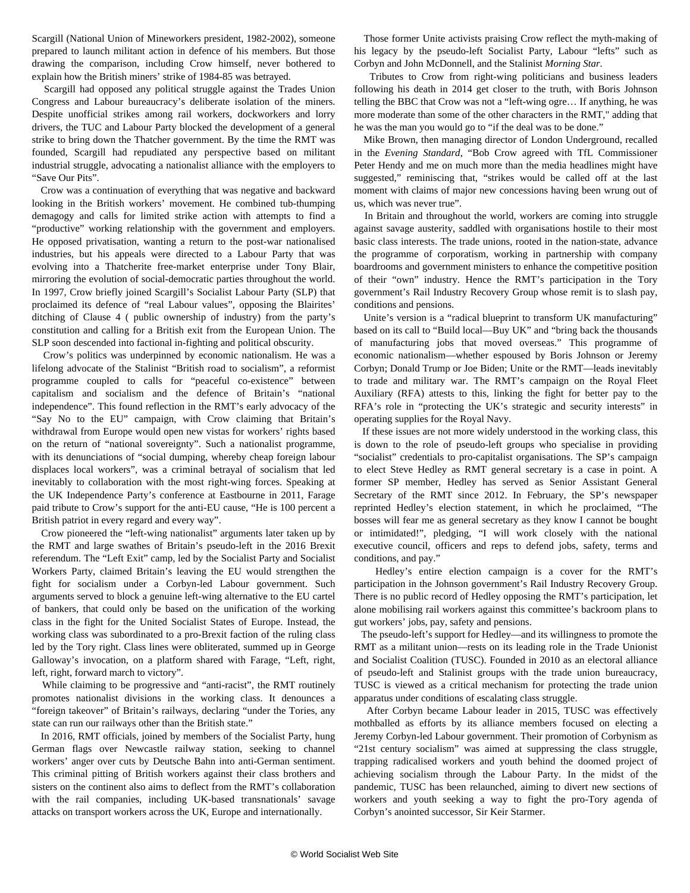Scargill (National Union of Mineworkers president, 1982-2002), someone prepared to launch militant action in defence of his members. But those drawing the comparison, including Crow himself, never bothered to explain how the British miners' strike of 1984-85 was betrayed.

Scargill had opposed any political struggle against the Trades Union Congress and Labour bureaucracy's deliberate isolation of the miners. Despite unofficial strikes among rail workers, dockworkers and lorry drivers, the TUC and Labour Party blocked the development of a general strike to bring down the Thatcher government. By the time the RMT was founded, Scargill had repudiated any perspective based on militant industrial struggle, advocating a nationalist alliance with the employers to "Save Our Pits".

Crow was a continuation of everything that was negative and backward looking in the British workers' movement. He combined tub-thumping demagogy and calls for limited strike action with attempts to find a "productive" working relationship with the government and employers. He opposed privatisation, wanting a return to the post-war nationalised industries, but his appeals were directed to a Labour Party that was evolving into a Thatcherite free-market enterprise under Tony Blair, mirroring the evolution of social-democratic parties throughout the world. In 1997, Crow briefly joined Scargill's Socialist Labour Party (SLP) that proclaimed its defence of "real Labour values", opposing the Blairites' ditching of Clause 4 ( public ownership of industry) from the party's constitution and calling for a British exit from the European Union. The SLP soon descended into factional in-fighting and political obscurity.

Crow's politics was underpinned by economic nationalism. He was a lifelong advocate of the Stalinist "British road to socialism", a reformist programme coupled to calls for "peaceful co-existence" between capitalism and socialism and the defence of Britain's "national independence". This found reflection in the RMT's early advocacy of the "Say No to the EU" campaign, with Crow claiming that Britain's withdrawal from Europe would open new vistas for workers' rights based on the return of "national sovereignty". Such a nationalist programme, with its denunciations of "social dumping, whereby cheap foreign labour displaces local workers", was a criminal betrayal of socialism that led inevitably to collaboration with the most right-wing forces. Speaking at the UK Independence Party's conference at Eastbourne in 2011, Farage paid tribute to Crow's support for the anti-EU cause, "He is 100 percent a British patriot in every regard and every way".

Crow pioneered the "left-wing nationalist" arguments later taken up by the RMT and large swathes of Britain's pseudo-left in the 2016 Brexit referendum. The "Left Exit" camp, led by the Socialist Party and Socialist Workers Party, claimed Britain's leaving the EU would strengthen the fight for socialism under a Corbyn-led Labour government. Such arguments served to block a genuine left-wing alternative to the EU cartel of bankers, that could only be based on the unification of the working class in the fight for the United Socialist States of Europe. Instead, the working class was subordinated to a pro-Brexit faction of the ruling class led by the Tory right. Class lines were obliterated, summed up in George Galloway's invocation, on a platform shared with Farage, "Left, right, left, right, forward march to victory".

While claiming to be progressive and "anti-racist", the RMT routinely promotes nationalist divisions in the working class. It denounces a "foreign takeover" of Britain's railways, declaring "under the Tories, any state can run our railways other than the British state."

In 2016, RMT officials, joined by members of the Socialist Party, hung German flags over Newcastle railway station, seeking to channel workers' anger over cuts by Deutsche Bahn into anti-German sentiment. This criminal pitting of British workers against their class brothers and sisters on the continent also aims to deflect from the RMT's collaboration with the rail companies, including UK-based transnationals' savage attacks on transport workers across the UK, Europe and internationally.

Those former Unite activists praising Crow reflect the myth-making of his legacy by the pseudo-left Socialist Party, Labour "lefts" such as Corbyn and John McDonnell, and the Stalinist *Morning Star*.

Tributes to Crow from right-wing politicians and business leaders following his death in 2014 get closer to the truth, with Boris Johnson telling the BBC that Crow was not a "left-wing ogre… If anything, he was more moderate than some of the other characters in the RMT," adding that he was the man you would go to "if the deal was to be done."

Mike Brown, then managing director of London Underground, recalled in the *Evening Standard*, "Bob Crow agreed with TfL Commissioner Peter Hendy and me on much more than the media headlines might have suggested," reminiscing that, "strikes would be called off at the last moment with claims of major new concessions having been wrung out of us, which was never true".

In Britain and throughout the world, workers are coming into struggle against savage austerity, saddled with organisations hostile to their most basic class interests. The trade unions, rooted in the nation-state, advance the programme of corporatism, working in partnership with company boardrooms and government ministers to enhance the competitive position of their "own" industry. Hence the RMT's participation in the Tory government's Rail Industry Recovery Group whose remit is to slash pay, conditions and pensions.

Unite's version is a "radical blueprint to transform UK manufacturing" based on its call to "Build local—Buy UK" and "bring back the thousands of manufacturing jobs that moved overseas." This programme of economic nationalism—whether espoused by Boris Johnson or Jeremy Corbyn; Donald Trump or Joe Biden; Unite or the RMT—leads inevitably to trade and military war. The RMT's campaign on the Royal Fleet Auxiliary (RFA) attests to this, linking the fight for better pay to the RFA's role in "protecting the UK's strategic and security interests" in operating supplies for the Royal Navy.

If these issues are not more widely understood in the working class, this is down to the role of pseudo-left groups who specialise in providing "socialist" credentials to pro-capitalist organisations. The SP's campaign to elect Steve Hedley as RMT general secretary is a case in point. A former SP member, Hedley has served as Senior Assistant General Secretary of the RMT since 2012. In February, the SP's newspaper reprinted Hedley's election statement, in which he proclaimed, "The bosses will fear me as general secretary as they know I cannot be bought or intimidated!", pledging, "I will work closely with the national executive council, officers and reps to defend jobs, safety, terms and conditions, and pay."

Hedley's entire election campaign is a cover for the RMT's participation in the Johnson government's Rail Industry Recovery Group. There is no public record of Hedley opposing the RMT's participation, let alone mobilising rail workers against this committee's backroom plans to gut workers' jobs, pay, safety and pensions.

The pseudo-left's support for Hedley—and its willingness to promote the RMT as a militant union—rests on its leading role in the Trade Unionist and Socialist Coalition (TUSC). Founded in 2010 as an electoral alliance of pseudo-left and Stalinist groups with the trade union bureaucracy, TUSC is viewed as a critical mechanism for protecting the trade union apparatus under conditions of escalating class struggle.

After Corbyn became Labour leader in 2015, TUSC was effectively mothballed as efforts by its alliance members focused on electing a Jeremy Corbyn-led Labour government. Their promotion of Corbynism as "21st century socialism" was aimed at suppressing the class struggle, trapping radicalised workers and youth behind the doomed project of achieving socialism through the Labour Party. In the midst of the pandemic, TUSC has been relaunched, aiming to divert new sections of workers and youth seeking a way to fight the pro-Tory agenda of Corbyn's anointed successor, Sir Keir Starmer.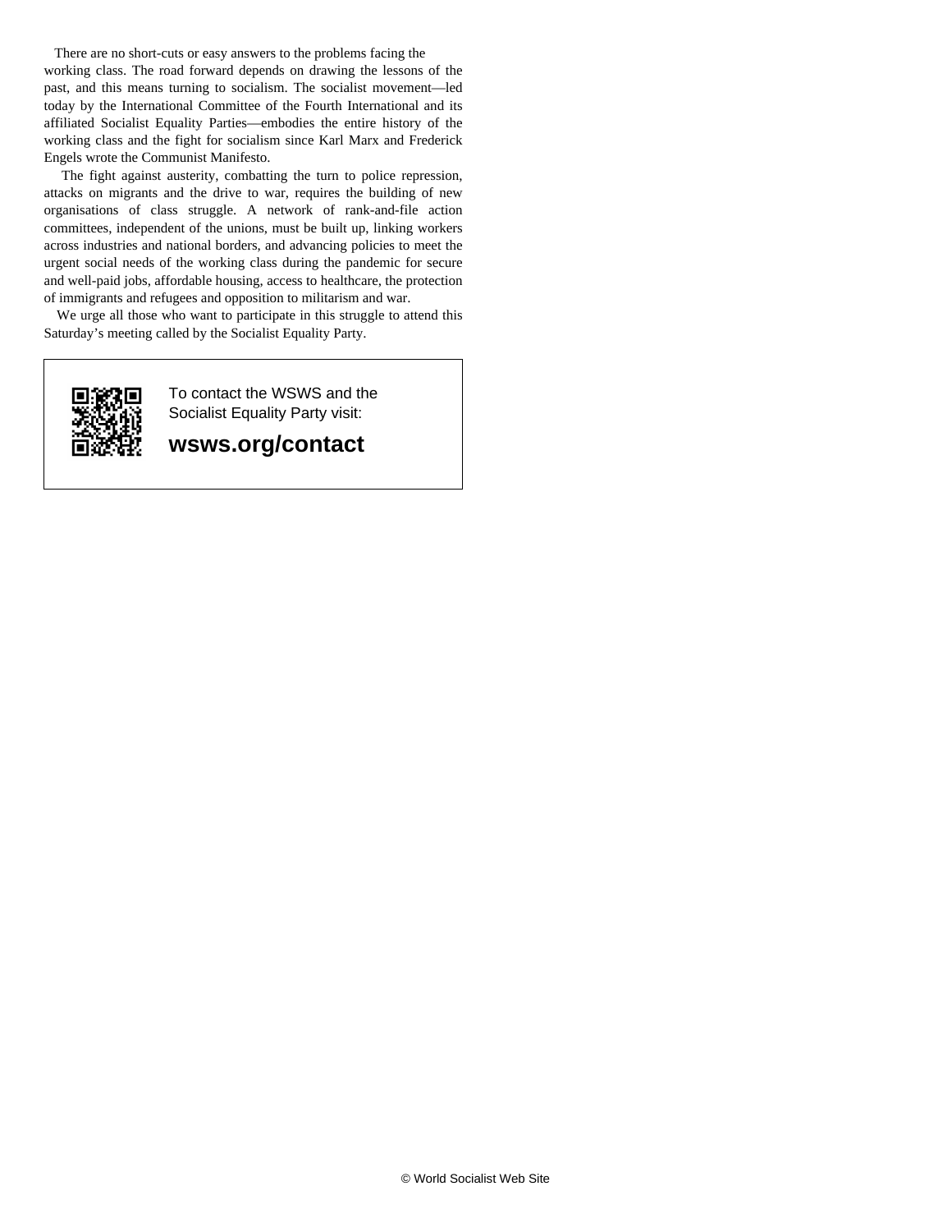There are no short-cuts or easy answers to the problems facing the working class. The road forward depends on drawing the lessons of the past, and this means turning to socialism. The socialist movement—led today by the International Committee of the Fourth International and its affiliated Socialist Equality Parties—embodies the entire history of the working class and the fight for socialism since Karl Marx and Frederick Engels wrote the Communist Manifesto.

The fight against austerity, combatting the turn to police repression, attacks on migrants and the drive to war, requires the building of new organisations of class struggle. A network of rank-and-file action committees, independent of the unions, must be built up, linking workers across industries and national borders, and advancing policies to meet the urgent social needs of the working class during the pandemic for secure and well-paid jobs, affordable housing, access to healthcare, the protection of immigrants and refugees and opposition to militarism and war.

We urge all those who want to participate in this struggle to attend this Saturday's meeting called by the Socialist Equality Party.

To contact the WSWS and the Socialist Equality Party visit:

**wsws.org/contact**